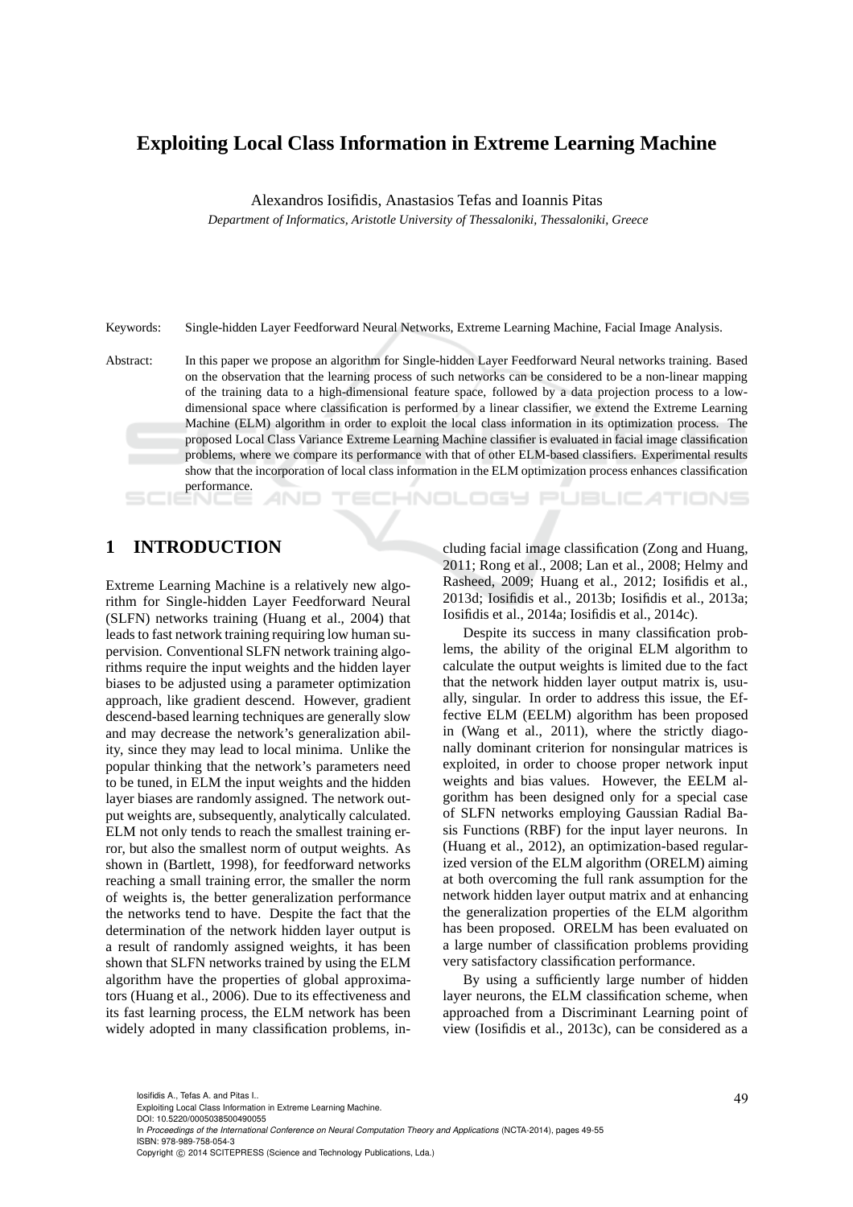# Exploiting Local Class Information in Extreme Learning Machine

Alexandros Iosifidis, Anastasios Tefas and Ioannis Pitas

*Department of Informatics, Aristotle University of Thessaloniki, Thessaloniki, Greece*

Keywords: Single-hidden Layer Feedforward Neural Networks, Extreme Learning Machine, Facial Image Analysis.

Abstract: In this paper we propose an algorithm for Single-hidden Layer Feedforward Neural networks training. Based on the observation that the learning process of such networks can be considered to be a non-linear mapping of the training data to a high-dimensional feature space, followed by a data projection process to a low-dimensional space where classification is performed by a linear classifier, we extend the Extreme Learning Machine (ELM) algorithm in order to exploit the local class information in its optimization process. The proposed Local Class Variance Extreme Learning Machine classifier is evaluated in facial image classification problems, where we compare its performance with that of other ELM-based classifiers. Experimental results show that the incorporation of local class information in the ELM optimization process enhances classification performance.

## 1 INTRODUCTION

Extreme Learning Machine is a relatively new algorithm for Single-hidden Layer Feedforward Neural (SLFN) networks training (Huang et al., 2004) that leads to fast network training requiring low human supervision. Conventional SLFN network training algorithms require the input weights and the hidden layer biases to be adjusted using a parameter optimization approach, like gradient descend. However, gradient descend-based learning techniques are generally slow and may decrease the network's generalization ability, since they may lead to local minima. Unlike the popular thinking that the network's parameters need to be tuned, in ELM the input weights and the hidden layer biases are randomly assigned. The network output weights are, subsequently, analytically calculated. ELM not only tends to reach the smallest training error, but also the smallest norm of output weights. As shown in (Bartlett, 1998), for feedforward networks reaching a small training error, the smaller the norm of weights is, the better generalization performance the networks tend to have. Despite the fact that the determination of the network hidden layer output is a result of randomly assigned weights, it has been shown that SLFN networks trained by using the ELM algorithm have the properties of global approximators (Huang et al., 2006). Due to its effectiveness and its fast learning process, the ELM network has been widely adopted in many classification problems, including facial image classification (Zong and Huang, 2011; Rong et al., 2008; Lan et al., 2008; Helmy and Rasheed, 2009; Huang et al., 2012; Iosifidis et al., 2013d; Iosifidis et al., 2013b; Iosifidis et al., 2013a; Iosifidis et al., 2014a; Iosifidis et al., 2014c).

Despite its success in many classification problems, the ability of the original ELM algorithm to calculate the output weights is limited due to the fact that the network hidden layer output matrix is, usually, singular. In order to address this issue, the Effective ELM (EELM) algorithm has been proposed in (Wang et al., 2011), where the strictly diagonally dominant criterion for nonsingular matrices is exploited, in order to choose proper network input weights and bias values. However, the EELM algorithm has been designed only for a special case of SLFN networks employing Gaussian Radial Basis Functions (RBF) for the input layer neurons. In (Huang et al., 2012), an optimization-based regularized version of the ELM algorithm (ORELM) aiming at both overcoming the full rank assumption for the network hidden layer output matrix and at enhancing the generalization properties of the ELM algorithm has been proposed. ORELM has been evaluated on a large number of classification problems providing very satisfactory classification performance.

By using a sufficiently large number of hidden layer neurons, the ELM classification scheme, when approached from a Discriminant Learning point of view (Iosifidis et al., 2013c), can be considered as a

Iosifidis A., Tefas A. and Pitas I..
Exploiting Local Class Information in Extreme Learning Machine.
DOI: 10.5220/0005038500490055
In *Proceedings of the International Conference on Neural Computation Theory and Applications* (NCTA-2014), pages 49-55
ISBN: 978-989-758-054-3
Copyright © 2014 SCITEPRESS (Science and Technology Publications, Lda.)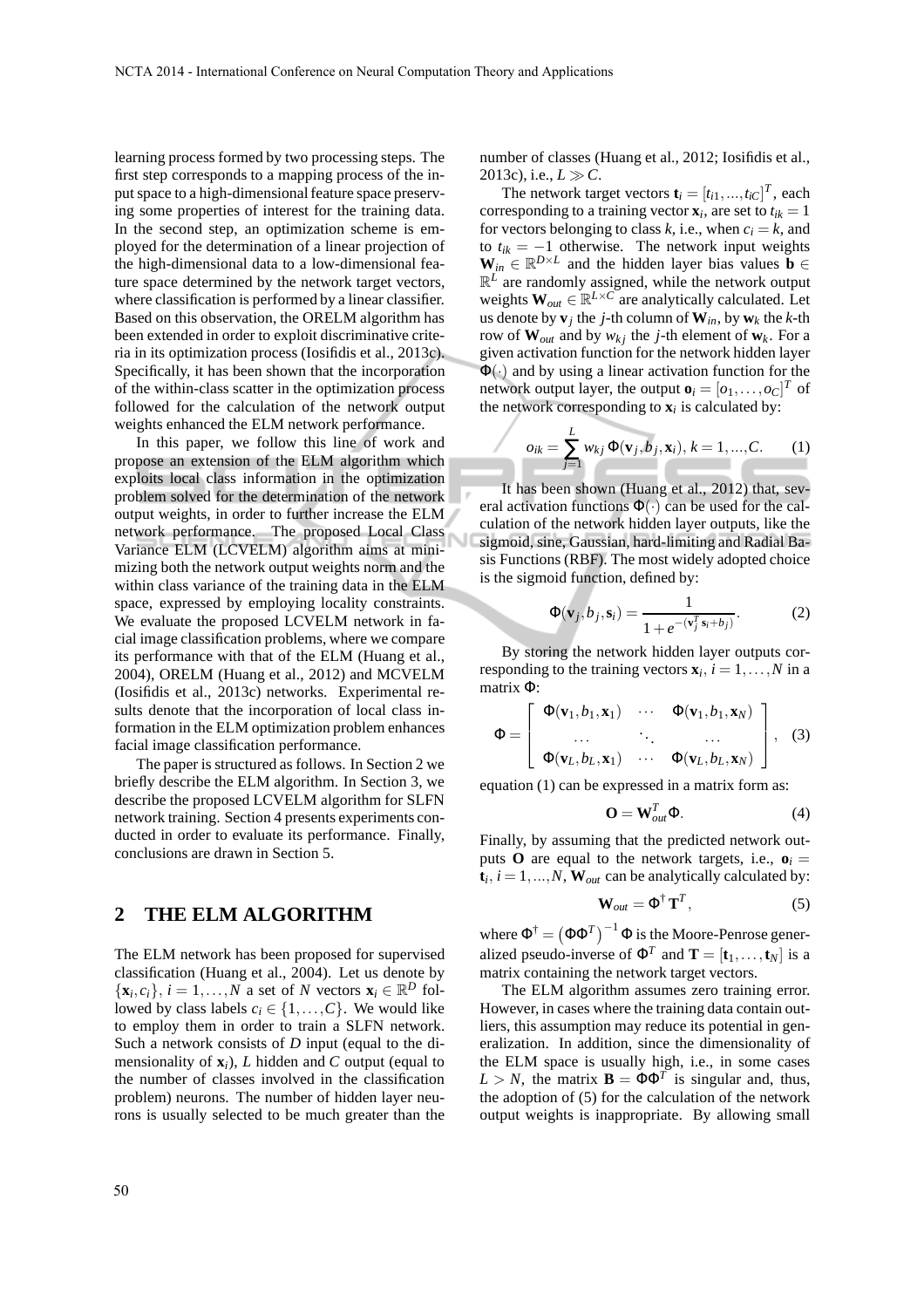learning process formed by two processing steps. The first step corresponds to a mapping process of the input space to a high-dimensional feature space preserving some properties of interest for the training data. In the second step, an optimization scheme is employed for the determination of a linear projection of the high-dimensional data to a low-dimensional feature space determined by the network target vectors, where classification is performed by a linear classifier. Based on this observation, the ORELM algorithm has been extended in order to exploit discriminative criteria in its optimization process (Iosifidis et al., 2013c). Specifically, it has been shown that the incorporation of the within-class scatter in the optimization process followed for the calculation of the network output weights enhanced the ELM network performance.

In this paper, we follow this line of work and propose an extension of the ELM algorithm which exploits local class information in the optimization problem solved for the determination of the network output weights, in order to further increase the ELM network performance. The proposed Local Class Variance ELM (LCVELM) algorithm aims at minimizing both the network output weights norm and the within class variance of the training data in the ELM space, expressed by employing locality constraints. We evaluate the proposed LCVELM network in facial image classification problems, where we compare its performance with that of the ELM (Huang et al., 2004), ORELM (Huang et al., 2012) and MCVELM (Iosifidis et al., 2013c) networks. Experimental results denote that the incorporation of local class information in the ELM optimization problem enhances facial image classification performance.

The paper is structured as follows. In Section 2 we briefly describe the ELM algorithm. In Section 3, we describe the proposed LCVELM algorithm for SLFN network training. Section 4 presents experiments conducted in order to evaluate its performance. Finally, conclusions are drawn in Section 5.

## 2 THE ELM ALGORITHM

The ELM network has been proposed for supervised classification (Huang et al., 2004). Let us denote by $\{\mathbf{x}_i, c_i\}$, $i = 1, \dots, N$ a set of $N$ vectors $\mathbf{x}_i \in \mathbb{R}^D$ followed by class labels $c_i \in \{1, \dots, C\}$. We would like to employ them in order to train a SLFN network. Such a network consists of $D$ input (equal to the dimensionality of $\mathbf{x}_i$), $L$ hidden and $C$ output (equal to the number of classes involved in the classification problem) neurons. The number of hidden layer neurons is usually selected to be much greater than the number of classes (Huang et al., 2012; Iosifidis et al., 2013c), i.e., $L \gg C$.

The network target vectors $\mathbf{t}_i = [t_{i1}, ..., t_{iC}]^T$, each corresponding to a training vector $\mathbf{x}_i$, are set to $t_{ik} = 1$ for vectors belonging to class $k$, i.e., when $c_i = k$, and to $t_{ik} = -1$ otherwise. The network input weights $\mathbf{W}_{in} \in \mathbb{R}^{D \times L}$ and the hidden layer bias values $\mathbf{b} \in \mathbb{R}^L$ are randomly assigned, while the network output weights $\mathbf{W}_{out} \in \mathbb{R}^{L \times C}$ are analytically calculated. Let us denote by $\mathbf{v}_j$ the $j$-th column of $\mathbf{W}_{in}$, by $\mathbf{w}_k$ the $k$-th row of $\mathbf{W}_{out}$ and by $w_{kj}$ the $j$-th element of $\mathbf{w}_k$. For a given activation function for the network hidden layer $\Phi(\cdot)$ and by using a linear activation function for the network output layer, the output $\mathbf{o}_i = [o_1, \dots, o_C]^T$ of the network corresponding to $\mathbf{x}_i$ is calculated by:

$$o_{ik} = \sum_{j=1}^{L} w_{kj} \, \Phi(\mathbf{v}_j, b_j, \mathbf{x}_i), \; k = 1, ..., C. \quad (1)$$

It has been shown (Huang et al., 2012) that, several activation functions $\Phi(\cdot)$ can be used for the calculation of the network hidden layer outputs, like the sigmoid, sine, Gaussian, hard-limiting and Radial Basis Functions (RBF). The most widely adopted choice is the sigmoid function, defined by:

$$\Phi(\mathbf{v}_j, b_j, \mathbf{s}_i) = \frac{1}{1 + e^{-(\mathbf{v}_j^T \mathbf{s}_i + b_j)}}. \quad (2)$$

By storing the network hidden layer outputs corresponding to the training vectors $\mathbf{x}_i$, $i = 1, \dots, N$ in a matrix $\Phi$:

$$\Phi = \begin{bmatrix} \Phi(\mathbf{v}_1, b_1, \mathbf{x}_1) & \cdots & \Phi(\mathbf{v}_1, b_1, \mathbf{x}_N) \\ \dots & \ddots & \dots \\ \Phi(\mathbf{v}_L, b_L, \mathbf{x}_1) & \cdots & \Phi(\mathbf{v}_L, b_L, \mathbf{x}_N) \end{bmatrix}, \quad (3)$$

equation (1) can be expressed in a matrix form as:

$$\mathbf{O} = \mathbf{W}_{out}^T \Phi. \quad (4)$$

Finally, by assuming that the predicted network outputs $\mathbf{O}$ are equal to the network targets, i.e., $\mathbf{o}_i = \mathbf{t}_i$, $i = 1, ..., N$, $\mathbf{W}_{out}$ can be analytically calculated by:

$$\mathbf{W}_{out} = \Phi^{\dagger} \mathbf{T}^T, \quad (5)$$

where $\Phi^{\dagger} = \left(\Phi \Phi^T\right)^{-1} \Phi$ is the Moore-Penrose generalized pseudo-inverse of $\Phi^T$ and $\mathbf{T} = [\mathbf{t}_1, \dots, \mathbf{t}_N]$ is a matrix containing the network target vectors.

The ELM algorithm assumes zero training error. However, in cases where the training data contain outliers, this assumption may reduce its potential in generalization. In addition, since the dimensionality of the ELM space is usually high, i.e., in some cases $L > N$, the matrix $\mathbf{B} = \Phi \Phi^T$ is singular and, thus, the adoption of (5) for the calculation of the network output weights is inappropriate. By allowing small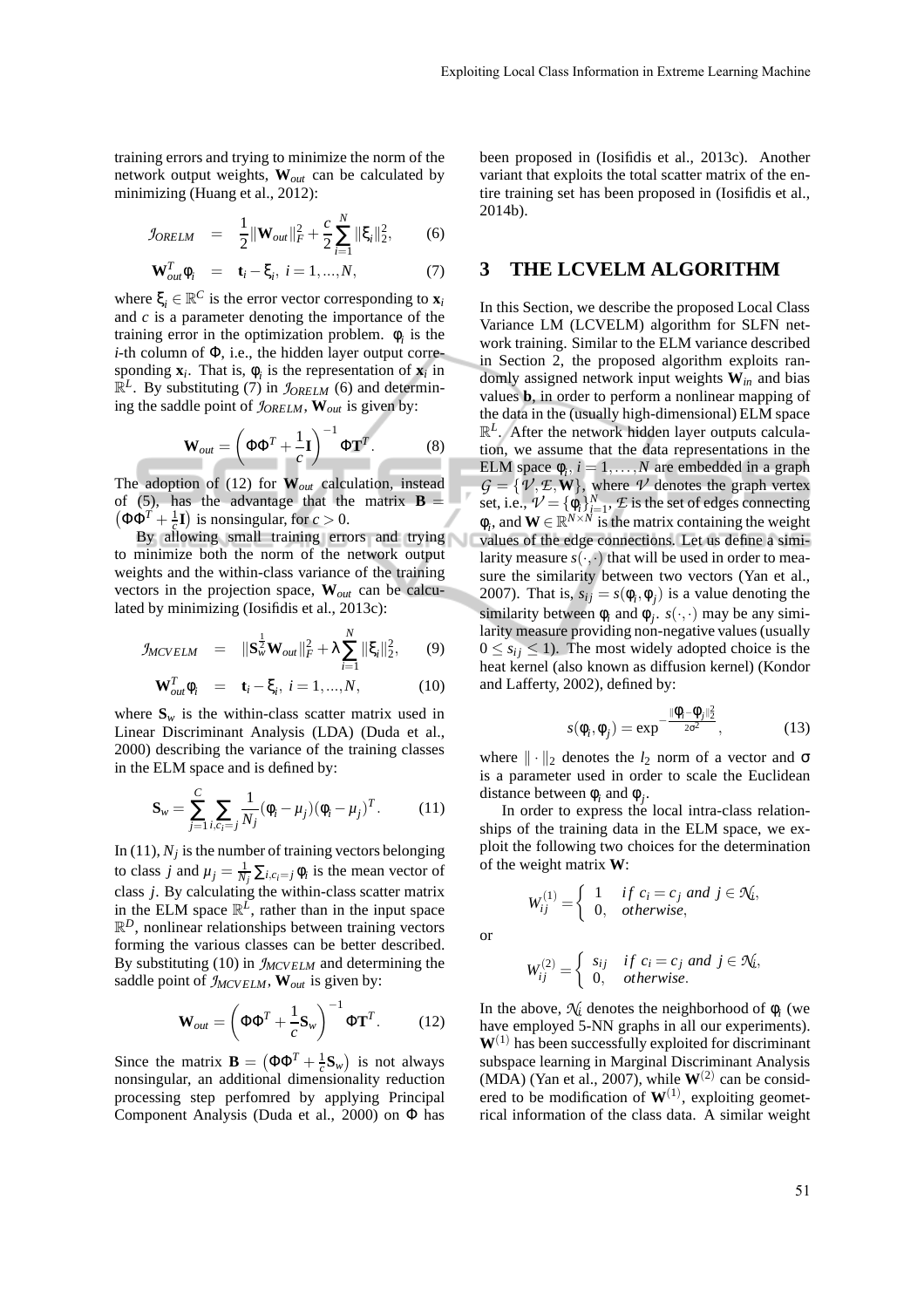training errors and trying to minimize the norm of the network output weights, $\mathbf{W}_{out}$ can be calculated by minimizing (Huang et al., 2012):

$$\mathcal{J}_{ORELM} = \frac{1}{2}\|\mathbf{W}_{out}\|_F^2 + \frac{c}{2}\sum_{i=1}^{N}\|\xi_i\|_2^2, \quad (6)$$

$$\mathbf{W}_{out}^T\phi_i = \mathbf{t}_i - \xi_i,\ i = 1,...,N, \quad (7)$$

where $\xi_i \in \mathbb{R}^C$ is the error vector corresponding to $\mathbf{x}_i$ and $c$ is a parameter denoting the importance of the training error in the optimization problem. $\phi_i$ is the $i$-th column of $\Phi$, i.e., the hidden layer output corresponding $\mathbf{x}_i$. That is, $\phi_i$ is the representation of $\mathbf{x}_i$ in $\mathbb{R}^L$. By substituting (7) in $\mathcal{J}_{ORELM}$ (6) and determining the saddle point of $\mathcal{J}_{ORELM}$, $\mathbf{W}_{out}$ is given by:

$$\mathbf{W}_{out} = \left(\Phi\Phi^T + \frac{1}{c}\mathbf{I}\right)^{-1}\Phi\mathbf{T}^T. \quad (8)$$

The adoption of (12) for $\mathbf{W}_{out}$ calculation, instead of (5), has the advantage that the matrix $\mathbf{B} = \left(\Phi\Phi^T + \frac{1}{c}\mathbf{I}\right)$ is nonsingular, for $c > 0$.

By allowing small training errors and trying to minimize both the norm of the network output weights and the within-class variance of the training vectors in the projection space, $\mathbf{W}_{out}$ can be calculated by minimizing (Iosifidis et al., 2013c):

$$\mathcal{J}_{MCVELM} = \|\mathbf{S}_w^{\frac{1}{2}}\mathbf{W}_{out}\|_F^2 + \lambda\sum_{i=1}^{N}\|\xi_i\|_2^2, \quad (9)$$

$$\mathbf{W}_{out}^T\phi_i = \mathbf{t}_i - \xi_i,\ i = 1,...,N, \quad (10)$$

where $\mathbf{S}_w$ is the within-class scatter matrix used in Linear Discriminant Analysis (LDA) (Duda et al., 2000) describing the variance of the training classes in the ELM space and is defined by:

$$\mathbf{S}_w = \sum_{j=1}^{C}\sum_{i,c_i=j}\frac{1}{N_j}(\phi_i - \mu_j)(\phi_i - \mu_j)^T. \quad (11)$$

In (11), $N_j$ is the number of training vectors belonging to class $j$ and $\mu_j = \frac{1}{N_j}\sum_{i,c_i=j}\phi_i$ is the mean vector of class $j$. By calculating the within-class scatter matrix in the ELM space $\mathbb{R}^L$, rather than in the input space $\mathbb{R}^D$, nonlinear relationships between training vectors forming the various classes can be better described. By substituting (10) in $\mathcal{J}_{MCVELM}$ and determining the saddle point of $\mathcal{J}_{MCVELM}$, $\mathbf{W}_{out}$ is given by:

$$\mathbf{W}_{out} = \left(\Phi\Phi^T + \frac{1}{c}\mathbf{S}_w\right)^{-1}\Phi\mathbf{T}^T. \quad (12)$$

Since the matrix $\mathbf{B} = \left(\Phi\Phi^T + \frac{1}{c}\mathbf{S}_w\right)$ is not always nonsingular, an additional dimensionality reduction processing step perfomred by applying Principal Component Analysis (Duda et al., 2000) on $\Phi$ has been proposed in (Iosifidis et al., 2013c). Another variant that exploits the total scatter matrix of the entire training set has been proposed in (Iosifidis et al., 2014b).

# 3 THE LCVELM ALGORITHM

In this Section, we describe the proposed Local Class Variance LM (LCVELM) algorithm for SLFN network training. Similar to the ELM variance described in Section 2, the proposed algorithm exploits randomly assigned network input weights $\mathbf{W}_{in}$ and bias values $\mathbf{b}$, in order to perform a nonlinear mapping of the data in the (usually high-dimensional) ELM space $\mathbb{R}^L$. After the network hidden layer outputs calculation, we assume that the data representations in the ELM space $\phi_i$, $i = 1,\dots,N$ are embedded in a graph $\mathcal{G} = \{\mathcal{V},\mathcal{E},\mathbf{W}\}$, where $\mathcal{V}$ denotes the graph vertex set, i.e., $\mathcal{V} = \{\phi_i\}_{i=1}^N$, $\mathcal{E}$ is the set of edges connecting $\phi_i$, and $\mathbf{W} \in \mathbb{R}^{N\times N}$ is the matrix containing the weight values of the edge connections. Let us define a similarity measure $s(\cdot,\cdot)$ that will be used in order to measure the similarity between two vectors (Yan et al., 2007). That is, $s_{ij} = s(\phi_i,\phi_j)$ is a value denoting the similarity between $\phi_i$ and $\phi_j$. $s(\cdot,\cdot)$ may be any similarity measure providing non-negative values (usually $0 \le s_{ij} \le 1$). The most widely adopted choice is the heat kernel (also known as diffusion kernel) (Kondor and Lafferty, 2002), defined by:

$$s(\phi_i,\phi_j) = \exp^{-\frac{\|\phi_i-\phi_j\|_2^2}{2\sigma^2}}, \quad (13)$$

where $\|\cdot\|_2$ denotes the $l_2$ norm of a vector and $\sigma$ is a parameter used in order to scale the Euclidean distance between $\phi_i$ and $\phi_j$.

In order to express the local intra-class relationships of the training data in the ELM space, we exploit the following two choices for the determination of the weight matrix $\mathbf{W}$:

$$W_{ij}^{(1)} = \begin{cases} 1 & if\ c_i = c_j\ and\ j \in \mathcal{N}_i, \\ 0, & otherwise, \end{cases}$$

or

$$W_{ij}^{(2)} = \begin{cases} s_{ij} & if\ c_i = c_j\ and\ j \in \mathcal{N}_i, \\ 0, & otherwise. \end{cases}$$

In the above, $\mathcal{N}_i$ denotes the neighborhood of $\phi_i$ (we have employed 5-NN graphs in all our experiments). $\mathbf{W}^{(1)}$ has been successfully exploited for discriminant subspace learning in Marginal Discriminant Analysis (MDA) (Yan et al., 2007), while $\mathbf{W}^{(2)}$ can be considered to be modification of $\mathbf{W}^{(1)}$, exploiting geometrical information of the class data. A similar weight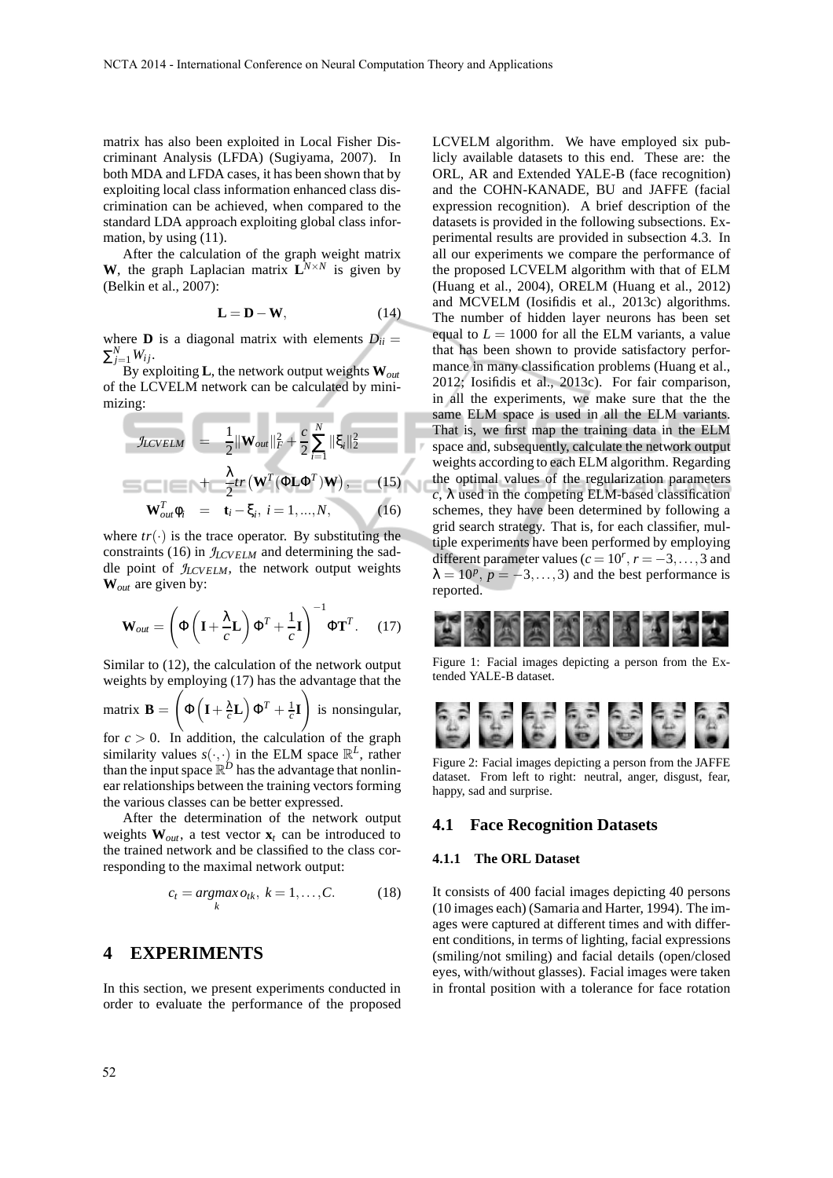matrix has also been exploited in Local Fisher Discriminant Analysis (LFDA) (Sugiyama, 2007). In both MDA and LFDA cases, it has been shown that by exploiting local class information enhanced class discrimination can be achieved, when compared to the standard LDA approach exploiting global class information, by using (11).

After the calculation of the graph weight matrix $\mathbf{W}$, the graph Laplacian matrix $\mathbf{L}^{N \times N}$ is given by (Belkin et al., 2007):

$$\mathbf{L} = \mathbf{D} - \mathbf{W}, \tag{14}$$

where $\mathbf{D}$ is a diagonal matrix with elements $D_{ii} = \sum_{j=1}^{N} W_{ij}$.

By exploiting $\mathbf{L}$, the network output weights $\mathbf{W}_{out}$ of the LCVELM network can be calculated by minimizing:

$$\mathcal{J}_{LCVELM} = \frac{1}{2}\|\mathbf{W}_{out}\|_F^2 + \frac{c}{2}\sum_{i=1}^{N}\|\xi_i\|_2^2 + \frac{\lambda}{2} tr\left(\mathbf{W}^T(\Phi \mathbf{L} \Phi^T)\mathbf{W}\right), \tag{15}$$

$$\mathbf{W}_{out}^T \phi_i = \mathbf{t}_i - \xi_i, \; i = 1, ..., N, \tag{16}$$

where $tr(\cdot)$ is the trace operator. By substituting the constraints (16) in $\mathcal{J}_{LCVELM}$ and determining the saddle point of $\mathcal{J}_{LCVELM}$, the network output weights $\mathbf{W}_{out}$ are given by:

$$\mathbf{W}_{out} = \left(\Phi\left(\mathbf{I} + \frac{\lambda}{c}\mathbf{L}\right)\Phi^T + \frac{1}{c}\mathbf{I}\right)^{-1} \Phi \mathbf{T}^T. \tag{17}$$

Similar to (12), the calculation of the network output weights by employing (17) has the advantage that the matrix $\mathbf{B} = \left(\Phi\left(\mathbf{I} + \frac{\lambda}{c}\mathbf{L}\right)\Phi^T + \frac{1}{c}\mathbf{I}\right)$ is nonsingular, for $c > 0$. In addition, the calculation of the graph similarity values $s(\cdot,\cdot)$ in the ELM space $\mathbb{R}^L$, rather than the input space $\mathbb{R}^D$ has the advantage that nonlinear relationships between the training vectors forming the various classes can be better expressed.

After the determination of the network output weights $\mathbf{W}_{out}$, a test vector $\mathbf{x}_t$ can be introduced to the trained network and be classified to the class corresponding to the maximal network output:

$$c_t = \underset{k}{argmax}\, o_{tk}, \; k = 1, \ldots, C. \tag{18}$$

# 4 EXPERIMENTS

In this section, we present experiments conducted in order to evaluate the performance of the proposed LCVELM algorithm. We have employed six publicly available datasets to this end. These are: the ORL, AR and Extended YALE-B (face recognition) and the COHN-KANADE, BU and JAFFE (facial expression recognition). A brief description of the datasets is provided in the following subsections. Experimental results are provided in subsection 4.3. In all our experiments we compare the performance of the proposed LCVELM algorithm with that of ELM (Huang et al., 2004), ORELM (Huang et al., 2012) and MCVELM (Iosifidis et al., 2013c) algorithms. The number of hidden layer neurons has been set equal to $L = 1000$ for all the ELM variants, a value that has been shown to provide satisfactory performance in many classification problems (Huang et al., 2012; Iosifidis et al., 2013c). For fair comparison, in all the experiments, we make sure that the same ELM space is used in all the ELM variants. That is, we first map the training data in the ELM space and, subsequently, calculate the network output weights according to each ELM algorithm. Regarding the optimal values of the regularization parameters $c$, $\lambda$ used in the competing ELM-based classification schemes, they have been determined by following a grid search strategy. That is, for each classifier, multiple experiments have been performed by employing different parameter values ($c = 10^r$, $r = -3, \ldots, 3$ and $\lambda = 10^p$, $p = -3, \ldots, 3$) and the best performance is reported.

Figure 1: Facial images depicting a person from the Extended YALE-B dataset.

Figure 2: Facial images depicting a person from the JAFFE dataset. From left to right: neutral, anger, disgust, fear, happy, sad and surprise.

## 4.1 Face Recognition Datasets

### 4.1.1 The ORL Dataset

It consists of 400 facial images depicting 40 persons (10 images each) (Samaria and Harter, 1994). The images were captured at different times and with different conditions, in terms of lighting, facial expressions (smiling/not smiling) and facial details (open/closed eyes, with/without glasses). Facial images were taken in frontal position with a tolerance for face rotation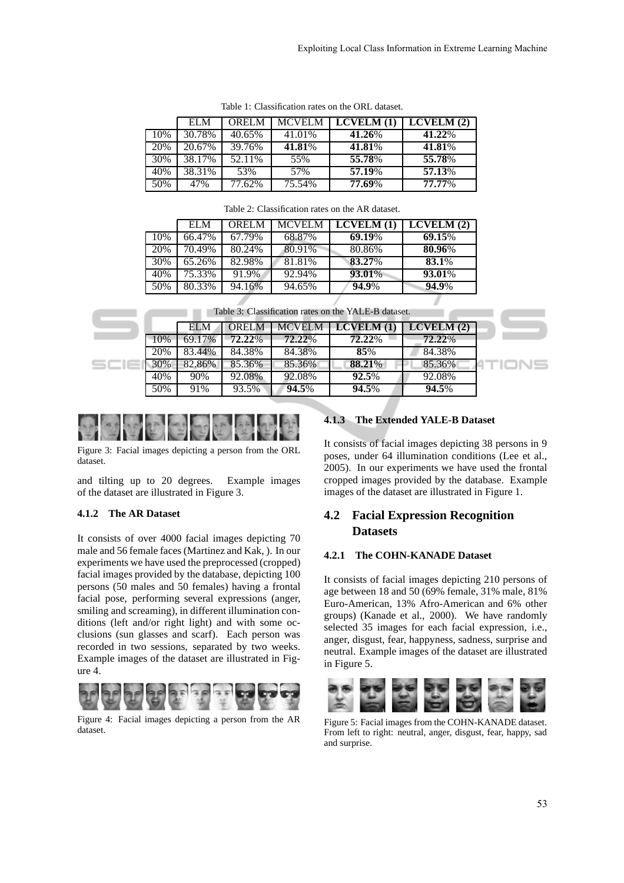Table 1: Classification rates on the ORL dataset.

| | ELM | ORELM | MCVELM | **LCVELM (1)** | **LCVELM (2)** |
|---|---|---|---|---|---|
| 10% | 30.78% | 40.65% | 41.01% | **41.26**% | **41.22**% |
| 20% | 20.67% | 39.76% | **41.81**% | **41.81**% | **41.81**% |
| 30% | 38.17% | 52.11% | 55% | **55.78**% | **55.78**% |
| 40% | 38.31% | 53% | 57% | **57.19**% | **57.13**% |
| 50% | 47% | 77.62% | 75.54% | **77.69**% | **77.77**% |

Table 2: Classification rates on the AR dataset.

| | ELM | ORELM | MCVELM | **LCVELM (1)** | **LCVELM (2)** |
|---|---|---|---|---|---|
| 10% | 66.47% | 67.79% | 68.87% | **69.19**% | **69.15**% |
| 20% | 70.49% | 80.24% | 80.91% | 80.86% | **80.96**% |
| 30% | 65.26% | 82.98% | 81.81% | **83.27**% | **83.1**% |
| 40% | 75.33% | 91.9% | 92.94% | **93.01**% | **93.01**% |
| 50% | 80.33% | 94.16% | 94.65% | **94.9**% | **94.9**% |

Table 3: Classification rates on the YALE-B dataset.

| | ELM | ORELM | MCVELM | **LCVELM (1)** | **LCVELM (2)** |
|---|---|---|---|---|---|
| 10% | 69.17% | **72.22**% | **72.22**% | **72.22**% | **72.22**% |
| 20% | 83.44% | 84.38% | 84.38% | **85**% | 84.38% |
| 30% | 82.86% | 85.36% | 85.36% | **88.21**% | 85.36% |
| 40% | 90% | 92.08% | 92.08% | **92.5**% | 92.08% |
| 50% | 91% | 93.5% | **94.5**% | **94.5**% | **94.5**% |

Figure 3: Facial images depicting a person from the ORL dataset.

and tilting up to 20 degrees. Example images of the dataset are illustrated in Figure 3.

#### 4.1.2 The AR Dataset

It consists of over 4000 facial images depicting 70 male and 56 female faces (Martinez and Kak, ). In our experiments we have used the preprocessed (cropped) facial images provided by the database, depicting 100 persons (50 males and 50 females) having a frontal facial pose, performing several expressions (anger, smiling and screaming), in different illumination conditions (left and/or right light) and with some occlusions (sun glasses and scarf). Each person was recorded in two sessions, separated by two weeks. Example images of the dataset are illustrated in Figure 4.

Figure 4: Facial images depicting a person from the AR dataset.

#### 4.1.3 The Extended YALE-B Dataset

It consists of facial images depicting 38 persons in 9 poses, under 64 illumination conditions (Lee et al., 2005). In our experiments we have used the frontal cropped images provided by the database. Example images of the dataset are illustrated in Figure 1.

### 4.2 Facial Expression Recognition Datasets

#### 4.2.1 The COHN-KANADE Dataset

It consists of facial images depicting 210 persons of age between 18 and 50 (69% female, 31% male, 81% Euro-American, 13% Afro-American and 6% other groups) (Kanade et al., 2000). We have randomly selected 35 images for each facial expression, i.e., anger, disgust, fear, happyness, sadness, surprise and neutral. Example images of the dataset are illustrated in Figure 5.

Figure 5: Facial images from the COHN-KANADE dataset. From left to right: neutral, anger, disgust, fear, happy, sad and surprise.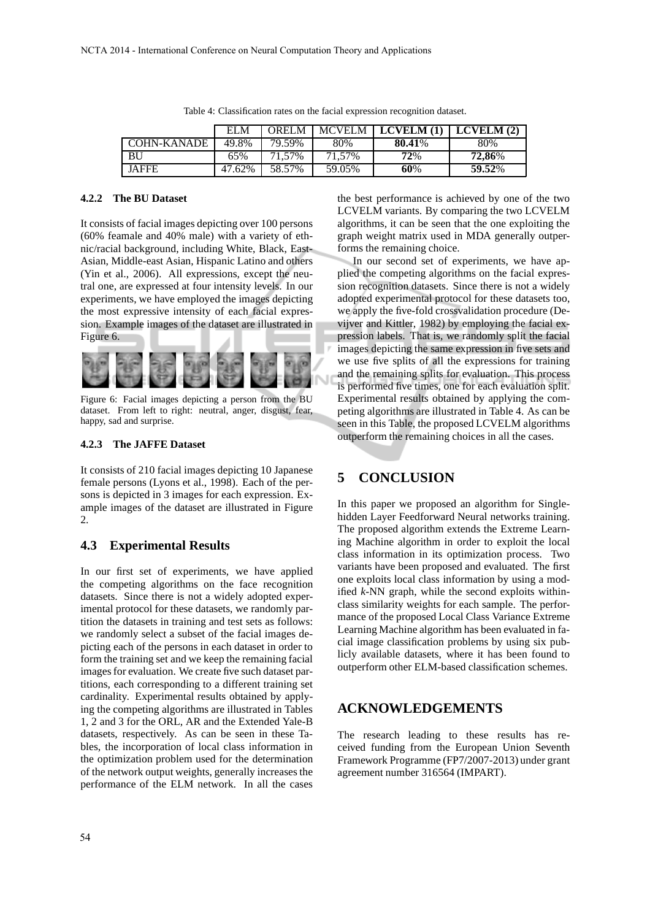Table 4: Classification rates on the facial expression recognition dataset.

| | ELM | ORELM | MCVELM | **LCVELM (1)** | **LCVELM (2)** |
|---|---|---|---|---|---|
| COHN-KANADE | 49.8% | 79.59% | 80% | **80.41**% | 80% |
| BU | 65% | 71,57% | 71,57% | **72**% | **72,86**% |
| JAFFE | 47.62% | 58.57% | 59.05% | **60**% | **59.52**% |

#### 4.2.2 The BU Dataset

It consists of facial images depicting over 100 persons (60% feamale and 40% male) with a variety of ethnic/racial background, including White, Black, East-Asian, Middle-east Asian, Hispanic Latino and others (Yin et al., 2006). All expressions, except the neutral one, are expressed at four intensity levels. In our experiments, we have employed the images depicting the most expressive intensity of each facial expression. Example images of the dataset are illustrated in Figure 6.

Figure 6: Facial images depicting a person from the BU dataset. From left to right: neutral, anger, disgust, fear, happy, sad and surprise.

#### 4.2.3 The JAFFE Dataset

It consists of 210 facial images depicting 10 Japanese female persons (Lyons et al., 1998). Each of the persons is depicted in 3 images for each expression. Example images of the dataset are illustrated in Figure 2.

### 4.3 Experimental Results

In our first set of experiments, we have applied the competing algorithms on the face recognition datasets. Since there is not a widely adopted experimental protocol for these datasets, we randomly partition the datasets in training and test sets as follows: we randomly select a subset of the facial images depicting each of the persons in each dataset in order to form the training set and we keep the remaining facial images for evaluation. We create five such dataset partitions, each corresponding to a different training set cardinality. Experimental results obtained by applying the competing algorithms are illustrated in Tables 1, 2 and 3 for the ORL, AR and the Extended Yale-B datasets, respectively. As can be seen in these Tables, the incorporation of local class information in the optimization problem used for the determination of the network output weights, generally increases the performance of the ELM network. In all the cases the best performance is achieved by one of the two LCVELM variants. By comparing the two LCVELM algorithms, it can be seen that the one exploiting the graph weight matrix used in MDA generally outperforms the remaining choice.

In our second set of experiments, we have applied the competing algorithms on the facial expression recognition datasets. Since there is not a widely adopted experimental protocol for these datasets too, we apply the five-fold crossvalidation procedure (Devijver and Kittler, 1982) by employing the facial expression labels. That is, we randomly split the facial images depicting the same expression in five sets and we use five splits of all the expressions for training and the remaining splits for evaluation. This process is performed five times, one for each evaluation split. Experimental results obtained by applying the competing algorithms are illustrated in Table 4. As can be seen in this Table, the proposed LCVELM algorithms outperform the remaining choices in all the cases.

## 5 CONCLUSION

In this paper we proposed an algorithm for Single-hidden Layer Feedforward Neural networks training. The proposed algorithm extends the Extreme Learning Machine algorithm in order to exploit the local class information in its optimization process. Two variants have been proposed and evaluated. The first one exploits local class information by using a modified $k$-NN graph, while the second exploits within-class similarity weights for each sample. The performance of the proposed Local Class Variance Extreme Learning Machine algorithm has been evaluated in facial image classification problems by using six publicly available datasets, where it has been found to outperform other ELM-based classification schemes.

## ACKNOWLEDGEMENTS

The research leading to these results has received funding from the European Union Seventh Framework Programme (FP7/2007-2013) under grant agreement number 316564 (IMPART).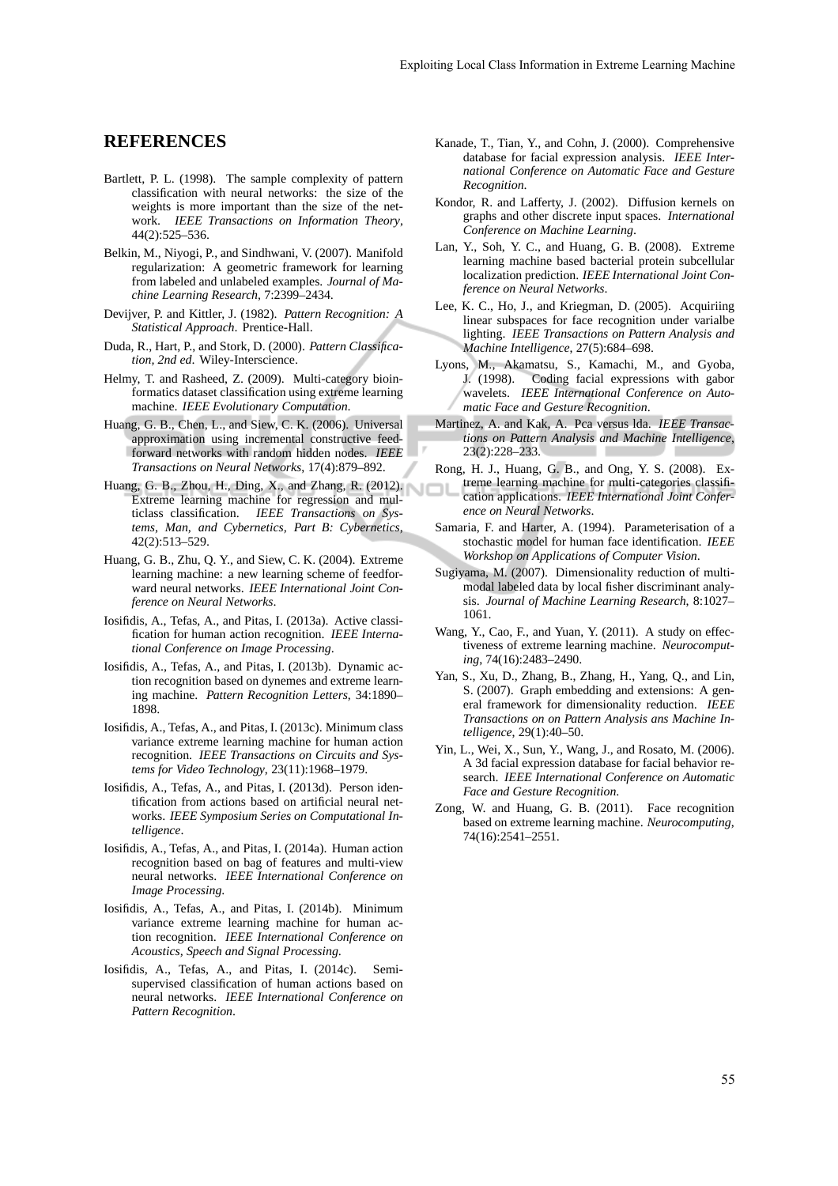## REFERENCES

Bartlett, P. L. (1998). The sample complexity of pattern classification with neural networks: the size of the weights is more important than the size of the network. *IEEE Transactions on Information Theory*, 44(2):525–536.

Belkin, M., Niyogi, P., and Sindhwani, V. (2007). Manifold regularization: A geometric framework for learning from labeled and unlabeled examples. *Journal of Machine Learning Research*, 7:2399–2434.

Devijver, P. and Kittler, J. (1982). *Pattern Recognition: A Statistical Approach*. Prentice-Hall.

Duda, R., Hart, P., and Stork, D. (2000). *Pattern Classification, 2nd ed*. Wiley-Interscience.

Helmy, T. and Rasheed, Z. (2009). Multi-category bioinformatics dataset classification using extreme learning machine. *IEEE Evolutionary Computation*.

Huang, G. B., Chen, L., and Siew, C. K. (2006). Universal approximation using incremental constructive feedforward networks with random hidden nodes. *IEEE Transactions on Neural Networks*, 17(4):879–892.

Huang, G. B., Zhou, H., Ding, X., and Zhang, R. (2012). Extreme learning machine for regression and multiclass classification. *IEEE Transactions on Systems, Man, and Cybernetics, Part B: Cybernetics*, 42(2):513–529.

Huang, G. B., Zhu, Q. Y., and Siew, C. K. (2004). Extreme learning machine: a new learning scheme of feedforward neural networks. *IEEE International Joint Conference on Neural Networks*.

Iosifidis, A., Tefas, A., and Pitas, I. (2013a). Active classification for human action recognition. *IEEE International Conference on Image Processing*.

Iosifidis, A., Tefas, A., and Pitas, I. (2013b). Dynamic action recognition based on dynemes and extreme learning machine. *Pattern Recognition Letters*, 34:1890–1898.

Iosifidis, A., Tefas, A., and Pitas, I. (2013c). Minimum class variance extreme learning machine for human action recognition. *IEEE Transactions on Circuits and Systems for Video Technology*, 23(11):1968–1979.

Iosifidis, A., Tefas, A., and Pitas, I. (2013d). Person identification from actions based on artificial neural networks. *IEEE Symposium Series on Computational Intelligence*.

Iosifidis, A., Tefas, A., and Pitas, I. (2014a). Human action recognition based on bag of features and multi-view neural networks. *IEEE International Conference on Image Processing*.

Iosifidis, A., Tefas, A., and Pitas, I. (2014b). Minimum variance extreme learning machine for human action recognition. *IEEE International Conference on Acoustics, Speech and Signal Processing*.

Iosifidis, A., Tefas, A., and Pitas, I. (2014c). Semi-supervised classification of human actions based on neural networks. *IEEE International Conference on Pattern Recognition*.

Kanade, T., Tian, Y., and Cohn, J. (2000). Comprehensive database for facial expression analysis. *IEEE International Conference on Automatic Face and Gesture Recognition*.

Kondor, R. and Lafferty, J. (2002). Diffusion kernels on graphs and other discrete input spaces. *International Conference on Machine Learning*.

Lan, Y., Soh, Y. C., and Huang, G. B. (2008). Extreme learning machine based bacterial protein subcellular localization prediction. *IEEE International Joint Conference on Neural Networks*.

Lee, K. C., Ho, J., and Kriegman, D. (2005). Acquiriing linear subspaces for face recognition under varialbe lighting. *IEEE Transactions on Pattern Analysis and Machine Intelligence*, 27(5):684–698.

Lyons, M., Akamatsu, S., Kamachi, M., and Gyoba, J. (1998). Coding facial expressions with gabor wavelets. *IEEE International Conference on Automatic Face and Gesture Recognition*.

Martinez, A. and Kak, A. Pca versus lda. *IEEE Transactions on Pattern Analysis and Machine Intelligence*, 23(2):228–233.

Rong, H. J., Huang, G. B., and Ong, Y. S. (2008). Extreme learning machine for multi-categories classification applications. *IEEE International Joint Conference on Neural Networks*.

Samaria, F. and Harter, A. (1994). Parameterisation of a stochastic model for human face identification. *IEEE Workshop on Applications of Computer Vision*.

Sugiyama, M. (2007). Dimensionality reduction of multimodal labeled data by local fisher discriminant analysis. *Journal of Machine Learning Research*, 8:1027–1061.

Wang, Y., Cao, F., and Yuan, Y. (2011). A study on effectiveness of extreme learning machine. *Neurocomputing*, 74(16):2483–2490.

Yan, S., Xu, D., Zhang, B., Zhang, H., Yang, Q., and Lin, S. (2007). Graph embedding and extensions: A general framework for dimensionality reduction. *IEEE Transactions on on Pattern Analysis ans Machine Intelligence*, 29(1):40–50.

Yin, L., Wei, X., Sun, Y., Wang, J., and Rosato, M. (2006). A 3d facial expression database for facial behavior research. *IEEE International Conference on Automatic Face and Gesture Recognition*.

Zong, W. and Huang, G. B. (2011). Face recognition based on extreme learning machine. *Neurocomputing*, 74(16):2541–2551.